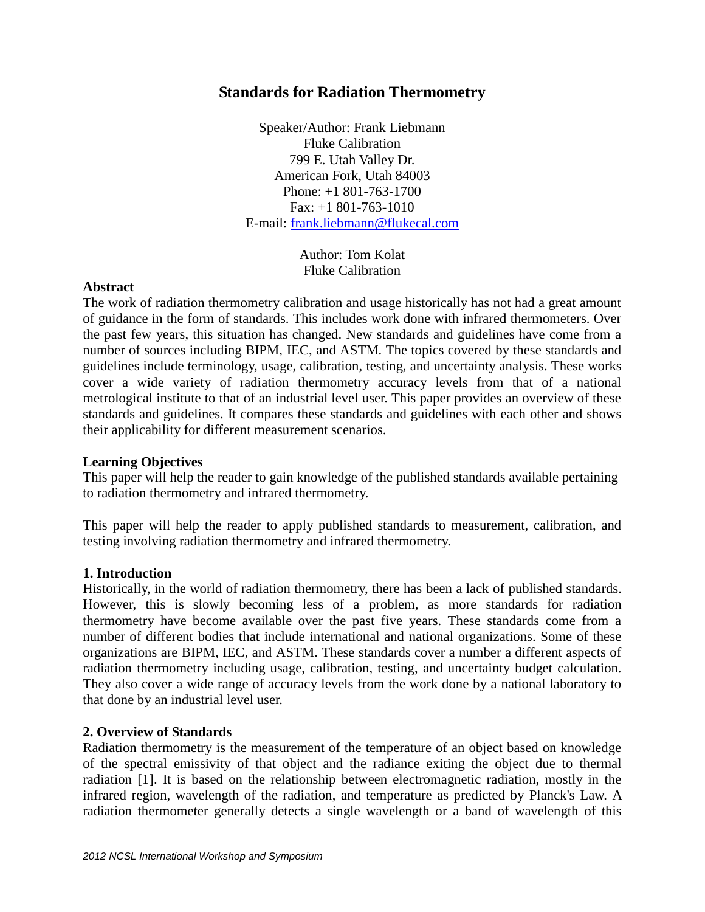# Standards for Radiation Thermometry

Speaker/Author: Frank Liebmann
Fluke Calibration
799 E. Utah Valley Dr.
American Fork, Utah 84003
Phone: +1 801-763-1700
Fax: +1 801-763-1010
E-mail: frank.liebmann@flukecal.com

Author: Tom Kolat
Fluke Calibration

**Abstract**

The work of radiation thermometry calibration and usage historically has not had a great amount of guidance in the form of standards. This includes work done with infrared thermometers. Over the past few years, this situation has changed. New standards and guidelines have come from a number of sources including BIPM, IEC, and ASTM. The topics covered by these standards and guidelines include terminology, usage, calibration, testing, and uncertainty analysis. These works cover a wide variety of radiation thermometry accuracy levels from that of a national metrological institute to that of an industrial level user. This paper provides an overview of these standards and guidelines. It compares these standards and guidelines with each other and shows their applicability for different measurement scenarios.

**Learning Objectives**

This paper will help the reader to gain knowledge of the published standards available pertaining to radiation thermometry and infrared thermometry.

This paper will help the reader to apply published standards to measurement, calibration, and testing involving radiation thermometry and infrared thermometry.

## 1. Introduction

Historically, in the world of radiation thermometry, there has been a lack of published standards. However, this is slowly becoming less of a problem, as more standards for radiation thermometry have become available over the past five years. These standards come from a number of different bodies that include international and national organizations. Some of these organizations are BIPM, IEC, and ASTM. These standards cover a number a different aspects of radiation thermometry including usage, calibration, testing, and uncertainty budget calculation. They also cover a wide range of accuracy levels from the work done by a national laboratory to that done by an industrial level user.

## 2. Overview of Standards

Radiation thermometry is the measurement of the temperature of an object based on knowledge of the spectral emissivity of that object and the radiance exiting the object due to thermal radiation [1]. It is based on the relationship between electromagnetic radiation, mostly in the infrared region, wavelength of the radiation, and temperature as predicted by Planck's Law. A radiation thermometer generally detects a single wavelength or a band of wavelength of this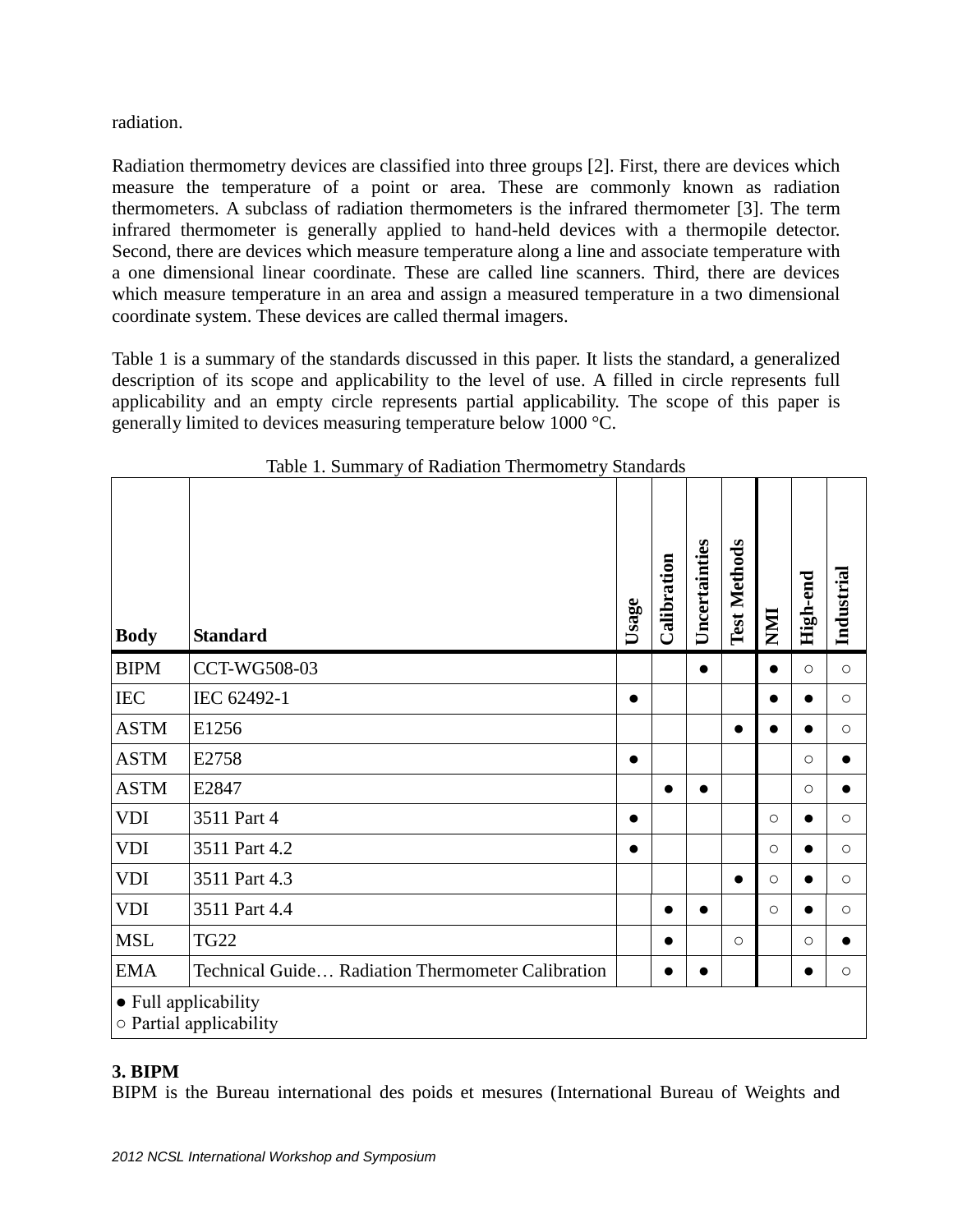radiation.

Radiation thermometry devices are classified into three groups [2]. First, there are devices which measure the temperature of a point or area. These are commonly known as radiation thermometers. A subclass of radiation thermometers is the infrared thermometer [3]. The term infrared thermometer is generally applied to hand-held devices with a thermopile detector. Second, there are devices which measure temperature along a line and associate temperature with a one dimensional linear coordinate. These are called line scanners. Third, there are devices which measure temperature in an area and assign a measured temperature in a two dimensional coordinate system. These devices are called thermal imagers.

Table 1 is a summary of the standards discussed in this paper. It lists the standard, a generalized description of its scope and applicability to the level of use. A filled in circle represents full applicability and an empty circle represents partial applicability. The scope of this paper is generally limited to devices measuring temperature below 1000 °C.

Table 1. Summary of Radiation Thermometry Standards

| Body | Standard | Usage | Calibration | Uncertainties | Test Methods | NMI | High-end | Industrial |
|---|---|---|---|---|---|---|---|---|
| BIPM | CCT-WG508-03 | | | ● | | ● | ○ | ○ |
| IEC | IEC 62492-1 | ● | | | | ● | ● | ○ |
| ASTM | E1256 | | | | ● | ● | ● | ○ |
| ASTM | E2758 | ● | | | | | ○ | ● |
| ASTM | E2847 | | ● | ● | | | ○ | ● |
| VDI | 3511 Part 4 | ● | | | | ○ | ● | ○ |
| VDI | 3511 Part 4.2 | ● | | | | ○ | ● | ○ |
| VDI | 3511 Part 4.3 | | | | ● | ○ | ● | ○ |
| VDI | 3511 Part 4.4 | | ● | ● | | ○ | ● | ○ |
| MSL | TG22 | | ● | | ○ | | ○ | ● |
| EMA | Technical Guide… Radiation Thermometer Calibration | | ● | ● | | | ● | ○ |

● Full applicability
○ Partial applicability

### 3. BIPM

BIPM is the Bureau international des poids et mesures (International Bureau of Weights and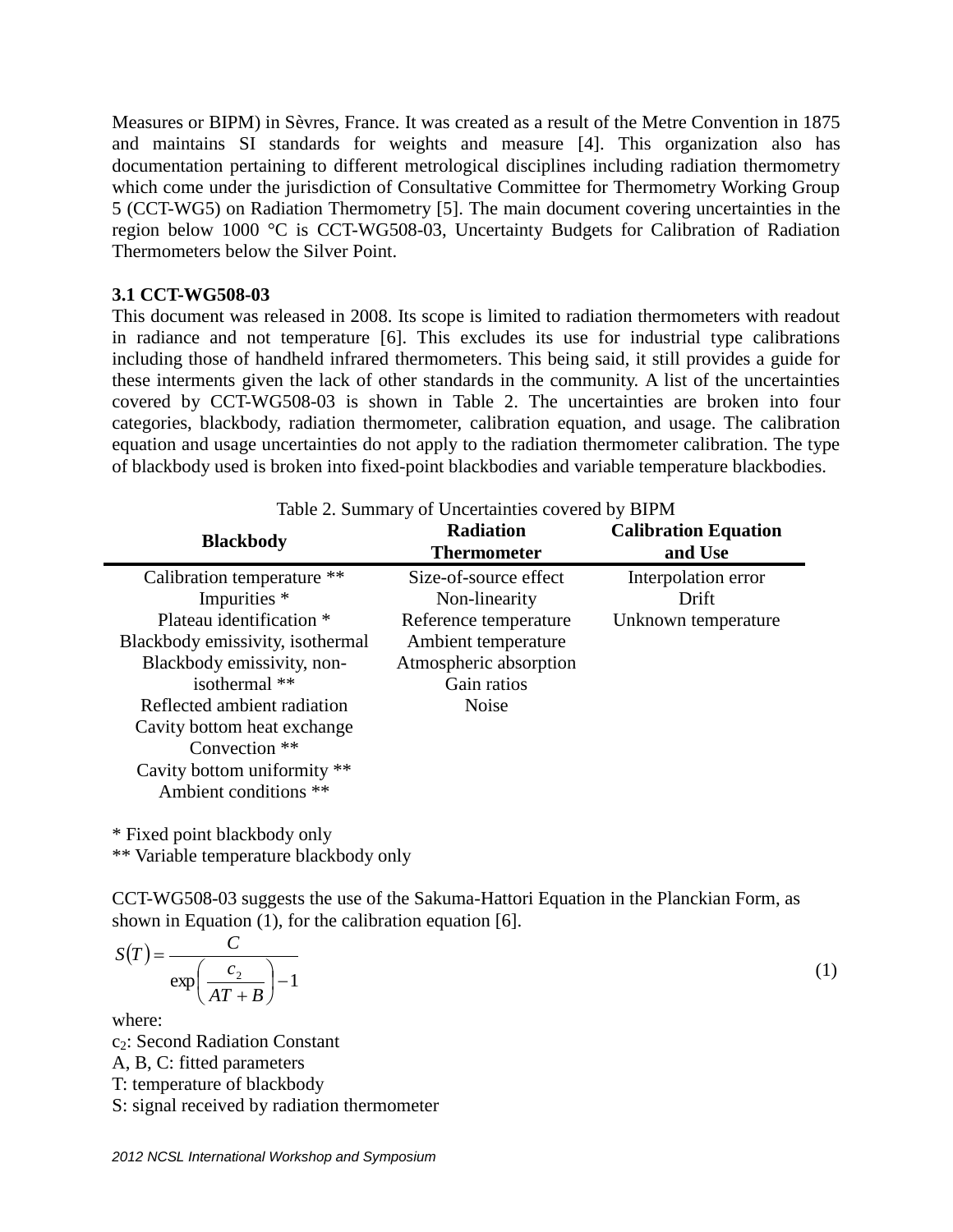Measures or BIPM) in Sèvres, France. It was created as a result of the Metre Convention in 1875 and maintains SI standards for weights and measure [4]. This organization also has documentation pertaining to different metrological disciplines including radiation thermometry which come under the jurisdiction of Consultative Committee for Thermometry Working Group 5 (CCT-WG5) on Radiation Thermometry [5]. The main document covering uncertainties in the region below 1000 °C is CCT-WG508-03, Uncertainty Budgets for Calibration of Radiation Thermometers below the Silver Point.

### 3.1 CCT-WG508-03

This document was released in 2008. Its scope is limited to radiation thermometers with readout in radiance and not temperature [6]. This excludes its use for industrial type calibrations including those of handheld infrared thermometers. This being said, it still provides a guide for these interments given the lack of other standards in the community. A list of the uncertainties covered by CCT-WG508-03 is shown in Table 2. The uncertainties are broken into four categories, blackbody, radiation thermometer, calibration equation, and usage. The calibration equation and usage uncertainties do not apply to the radiation thermometer calibration. The type of blackbody used is broken into fixed-point blackbodies and variable temperature blackbodies.

Table 2. Summary of Uncertainties covered by BIPM

| Blackbody | Radiation Thermometer | Calibration Equation and Use |
|---|---|---|
| Calibration temperature ** | Size-of-source effect | Interpolation error |
| Impurities * | Non-linearity | Drift |
| Plateau identification * | Reference temperature | Unknown temperature |
| Blackbody emissivity, isothermal | Ambient temperature | |
| Blackbody emissivity, non-isothermal ** | Atmospheric absorption | |
| Reflected ambient radiation | Gain ratios | |
| Cavity bottom heat exchange | Noise | |
| Convection ** | | |
| Cavity bottom uniformity ** | | |
| Ambient conditions ** | | |

* Fixed point blackbody only
** Variable temperature blackbody only

CCT-WG508-03 suggests the use of the Sakuma-Hattori Equation in the Planckian Form, as shown in Equation (1), for the calibration equation [6].

$$S(T) = \frac{C}{\exp\left(\dfrac{c_2}{AT+B}\right)-1} \tag{1}$$

where:
$c_2$: Second Radiation Constant
A, B, C: fitted parameters
T: temperature of blackbody
S: signal received by radiation thermometer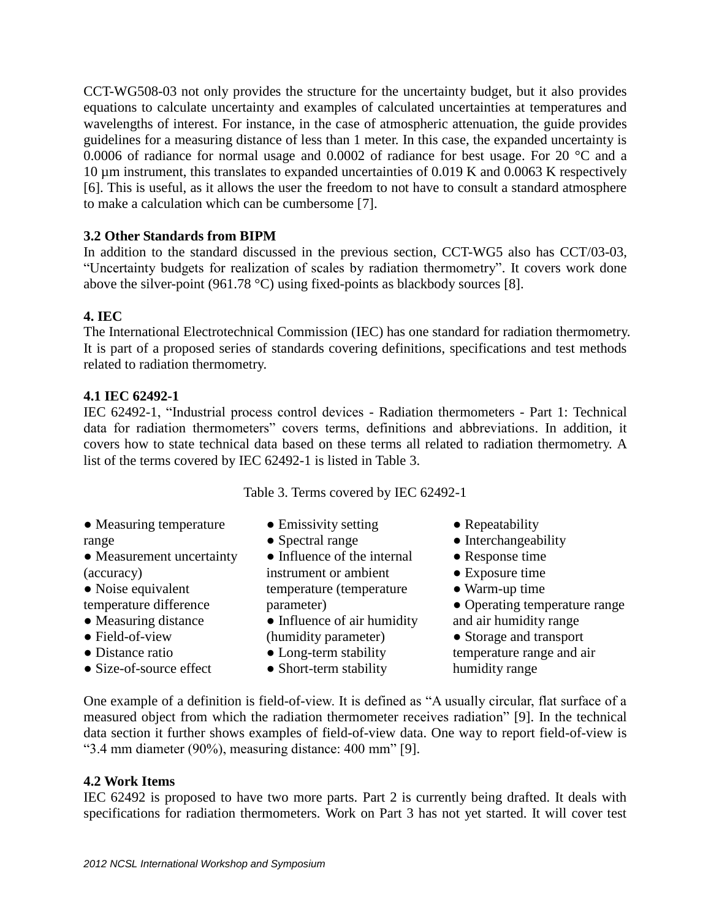CCT-WG508-03 not only provides the structure for the uncertainty budget, but it also provides equations to calculate uncertainty and examples of calculated uncertainties at temperatures and wavelengths of interest. For instance, in the case of atmospheric attenuation, the guide provides guidelines for a measuring distance of less than 1 meter. In this case, the expanded uncertainty is 0.0006 of radiance for normal usage and 0.0002 of radiance for best usage. For 20 °C and a 10 µm instrument, this translates to expanded uncertainties of 0.019 K and 0.0063 K respectively [6]. This is useful, as it allows the user the freedom to not have to consult a standard atmosphere to make a calculation which can be cumbersome [7].

### 3.2 Other Standards from BIPM

In addition to the standard discussed in the previous section, CCT-WG5 also has CCT/03-03, "Uncertainty budgets for realization of scales by radiation thermometry". It covers work done above the silver-point (961.78 °C) using fixed-points as blackbody sources [8].

## 4. IEC

The International Electrotechnical Commission (IEC) has one standard for radiation thermometry. It is part of a proposed series of standards covering definitions, specifications and test methods related to radiation thermometry.

### 4.1 IEC 62492-1

IEC 62492-1, "Industrial process control devices - Radiation thermometers - Part 1: Technical data for radiation thermometers" covers terms, definitions and abbreviations. In addition, it covers how to state technical data based on these terms all related to radiation thermometry. A list of the terms covered by IEC 62492-1 is listed in Table 3.

Table 3. Terms covered by IEC 62492-1

- Measuring temperature range
- Measurement uncertainty (accuracy)
- Noise equivalent temperature difference
- Measuring distance
- Field-of-view
- Distance ratio
- Size-of-source effect
- Emissivity setting
- Spectral range
- Influence of the internal instrument or ambient temperature (temperature parameter)
- Influence of air humidity (humidity parameter)
- Long-term stability
- Short-term stability
- Repeatability
- Interchangeability
- Response time
- Exposure time
- Warm-up time
- Operating temperature range and air humidity range
- Storage and transport temperature range and air humidity range

One example of a definition is field-of-view. It is defined as "A usually circular, flat surface of a measured object from which the radiation thermometer receives radiation" [9]. In the technical data section it further shows examples of field-of-view data. One way to report field-of-view is "3.4 mm diameter (90%), measuring distance: 400 mm" [9].

### 4.2 Work Items

IEC 62492 is proposed to have two more parts. Part 2 is currently being drafted. It deals with specifications for radiation thermometers. Work on Part 3 has not yet started. It will cover test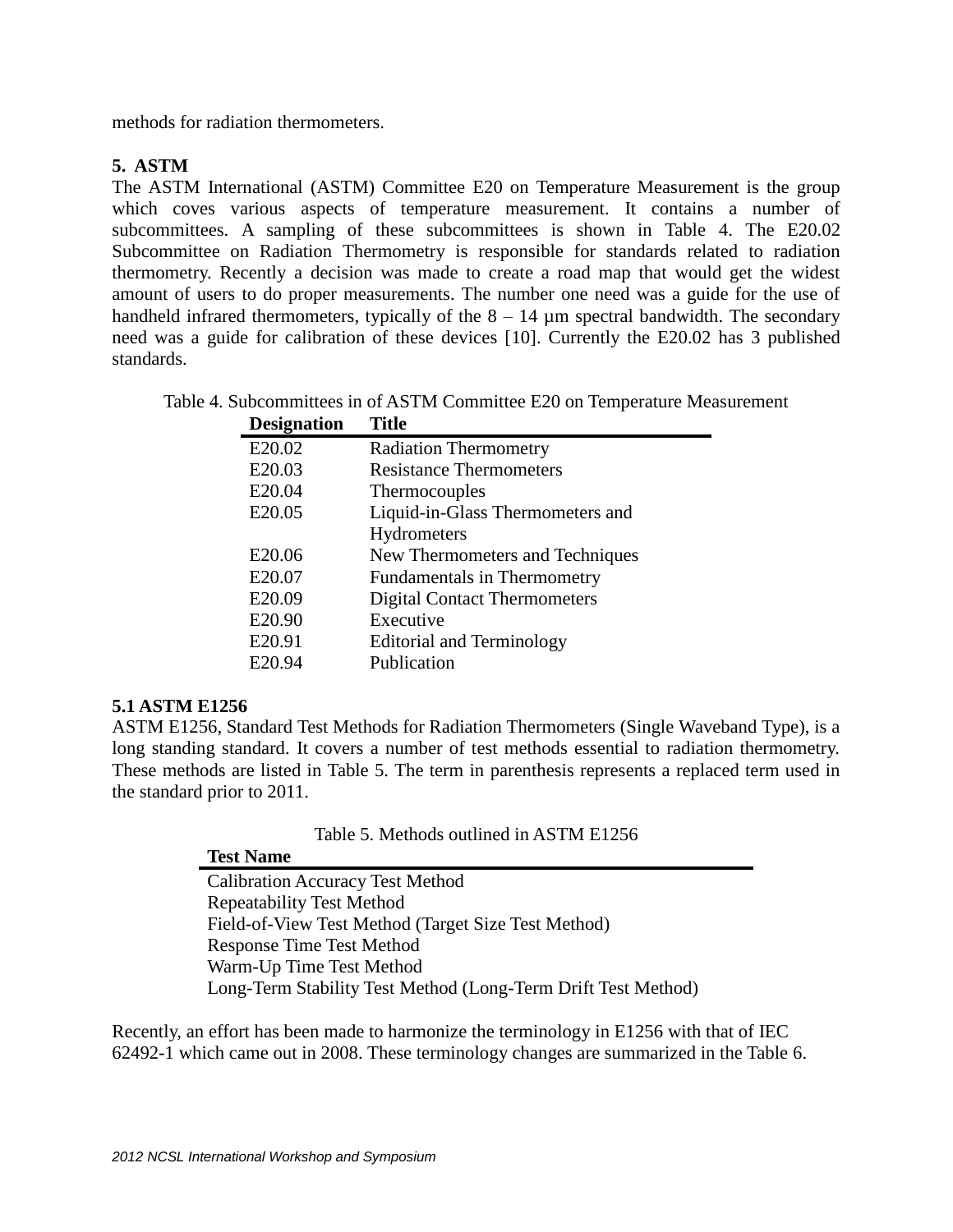methods for radiation thermometers.

## 5. ASTM

The ASTM International (ASTM) Committee E20 on Temperature Measurement is the group which coves various aspects of temperature measurement. It contains a number of subcommittees. A sampling of these subcommittees is shown in Table 4. The E20.02 Subcommittee on Radiation Thermometry is responsible for standards related to radiation thermometry. Recently a decision was made to create a road map that would get the widest amount of users to do proper measurements. The number one need was a guide for the use of handheld infrared thermometers, typically of the 8 – 14 μm spectral bandwidth. The secondary need was a guide for calibration of these devices [10]. Currently the E20.02 has 3 published standards.

Table 4. Subcommittees in of ASTM Committee E20 on Temperature Measurement

| Designation | Title |
|---|---|
| E20.02 | Radiation Thermometry |
| E20.03 | Resistance Thermometers |
| E20.04 | Thermocouples |
| E20.05 | Liquid-in-Glass Thermometers and Hydrometers |
| E20.06 | New Thermometers and Techniques |
| E20.07 | Fundamentals in Thermometry |
| E20.09 | Digital Contact Thermometers |
| E20.90 | Executive |
| E20.91 | Editorial and Terminology |
| E20.94 | Publication |

### 5.1 ASTM E1256

ASTM E1256, Standard Test Methods for Radiation Thermometers (Single Waveband Type), is a long standing standard. It covers a number of test methods essential to radiation thermometry. These methods are listed in Table 5. The term in parenthesis represents a replaced term used in the standard prior to 2011.

Table 5. Methods outlined in ASTM E1256

| Test Name |
|---|
| Calibration Accuracy Test Method |
| Repeatability Test Method |
| Field-of-View Test Method (Target Size Test Method) |
| Response Time Test Method |
| Warm-Up Time Test Method |
| Long-Term Stability Test Method (Long-Term Drift Test Method) |

Recently, an effort has been made to harmonize the terminology in E1256 with that of IEC 62492-1 which came out in 2008. These terminology changes are summarized in the Table 6.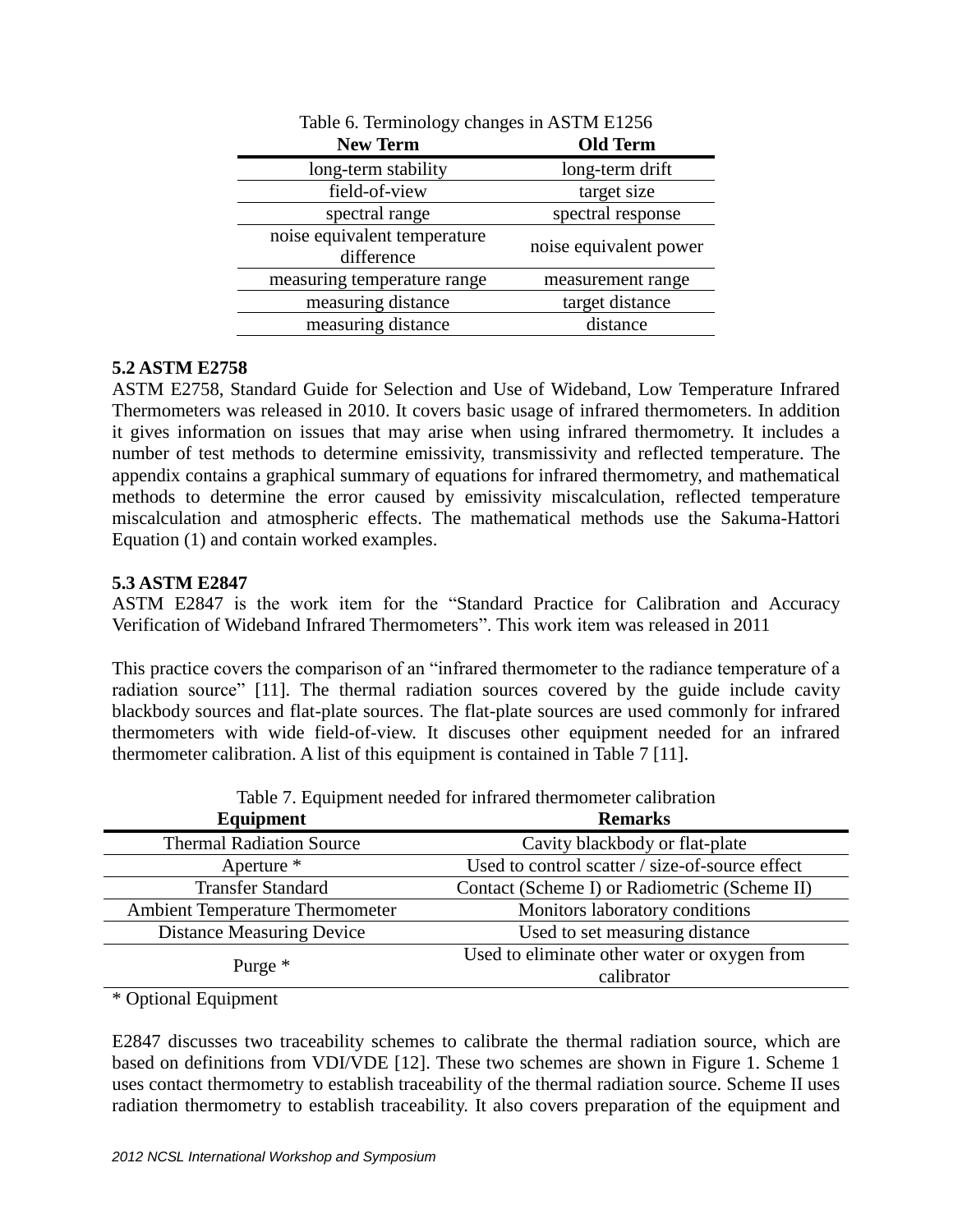Table 6. Terminology changes in ASTM E1256

| New Term | Old Term |
|---|---|
| long-term stability | long-term drift |
| field-of-view | target size |
| spectral range | spectral response |
| noise equivalent temperature difference | noise equivalent power |
| measuring temperature range | measurement range |
| measuring distance | target distance |
| measuring distance | distance |

### 5.2 ASTM E2758

ASTM E2758, Standard Guide for Selection and Use of Wideband, Low Temperature Infrared Thermometers was released in 2010. It covers basic usage of infrared thermometers. In addition it gives information on issues that may arise when using infrared thermometry. It includes a number of test methods to determine emissivity, transmissivity and reflected temperature. The appendix contains a graphical summary of equations for infrared thermometry, and mathematical methods to determine the error caused by emissivity miscalculation, reflected temperature miscalculation and atmospheric effects. The mathematical methods use the Sakuma-Hattori Equation (1) and contain worked examples.

### 5.3 ASTM E2847

ASTM E2847 is the work item for the "Standard Practice for Calibration and Accuracy Verification of Wideband Infrared Thermometers". This work item was released in 2011

This practice covers the comparison of an "infrared thermometer to the radiance temperature of a radiation source" [11]. The thermal radiation sources covered by the guide include cavity blackbody sources and flat-plate sources. The flat-plate sources are used commonly for infrared thermometers with wide field-of-view. It discuses other equipment needed for an infrared thermometer calibration. A list of this equipment is contained in Table 7 [11].

Table 7. Equipment needed for infrared thermometer calibration

| Equipment | Remarks |
|---|---|
| Thermal Radiation Source | Cavity blackbody or flat-plate |
| Aperture * | Used to control scatter / size-of-source effect |
| Transfer Standard | Contact (Scheme I) or Radiometric (Scheme II) |
| Ambient Temperature Thermometer | Monitors laboratory conditions |
| Distance Measuring Device | Used to set measuring distance |
| Purge * | Used to eliminate other water or oxygen from calibrator |

* Optional Equipment

E2847 discusses two traceability schemes to calibrate the thermal radiation source, which are based on definitions from VDI/VDE [12]. These two schemes are shown in Figure 1. Scheme 1 uses contact thermometry to establish traceability of the thermal radiation source. Scheme II uses radiation thermometry to establish traceability. It also covers preparation of the equipment and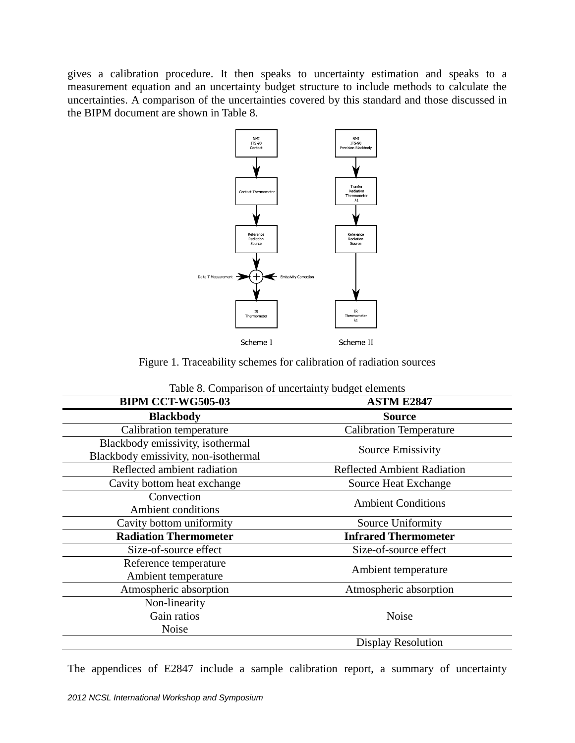gives a calibration procedure. It then speaks to uncertainty estimation and speaks to a measurement equation and an uncertainty budget structure to include methods to calculate the uncertainties. A comparison of the uncertainties covered by this standard and those discussed in the BIPM document are shown in Table 8.

NMI
ITS-90
Contact

Contact Thermometer

Reference
Radiation
Source

Delta T Measurement

Emissivity Correction

IR
Thermometer

Scheme I

NMI
ITS-90
Precision Blackbody

Tranfer
Radiation
Thermometer
λ1

Reference
Radiation
Source

IR
Thermometer
λ1

Scheme II

Figure 1. Traceability schemes for calibration of radiation sources

Table 8. Comparison of uncertainty budget elements

| BIPM CCT-WG505-03 | ASTM E2847 |
|---|---|
| **Blackbody** | **Source** |
| Calibration temperature | Calibration Temperature |
| Blackbody emissivity, isothermal<br>Blackbody emissivity, non-isothermal | Source Emissivity |
| Reflected ambient radiation | Reflected Ambient Radiation |
| Cavity bottom heat exchange | Source Heat Exchange |
| Convection<br>Ambient conditions | Ambient Conditions |
| Cavity bottom uniformity | Source Uniformity |
| **Radiation Thermometer** | **Infrared Thermometer** |
| Size-of-source effect | Size-of-source effect |
| Reference temperature<br>Ambient temperature | Ambient temperature |
| Atmospheric absorption | Atmospheric absorption |
| Non-linearity<br>Gain ratios<br>Noise | Noise |
| | Display Resolution |

The appendices of E2847 include a sample calibration report, a summary of uncertainty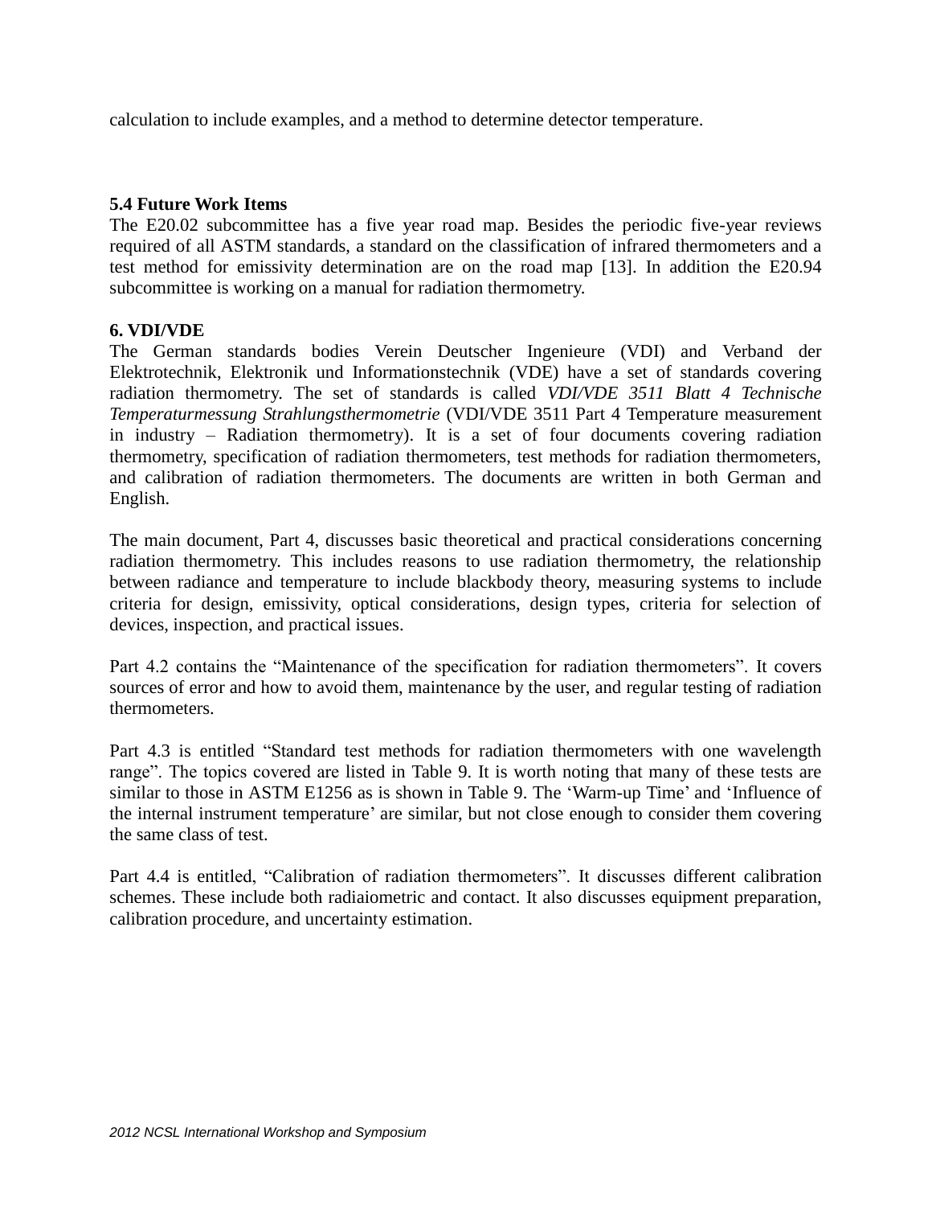calculation to include examples, and a method to determine detector temperature.

### 5.4 Future Work Items

The E20.02 subcommittee has a five year road map. Besides the periodic five-year reviews required of all ASTM standards, a standard on the classification of infrared thermometers and a test method for emissivity determination are on the road map [13]. In addition the E20.94 subcommittee is working on a manual for radiation thermometry.

## 6. VDI/VDE

The German standards bodies Verein Deutscher Ingenieure (VDI) and Verband der Elektrotechnik, Elektronik und Informationstechnik (VDE) have a set of standards covering radiation thermometry. The set of standards is called *VDI/VDE 3511 Blatt 4 Technische Temperaturmessung Strahlungsthermometrie* (VDI/VDE 3511 Part 4 Temperature measurement in industry – Radiation thermometry). It is a set of four documents covering radiation thermometry, specification of radiation thermometers, test methods for radiation thermometers, and calibration of radiation thermometers. The documents are written in both German and English.

The main document, Part 4, discusses basic theoretical and practical considerations concerning radiation thermometry. This includes reasons to use radiation thermometry, the relationship between radiance and temperature to include blackbody theory, measuring systems to include criteria for design, emissivity, optical considerations, design types, criteria for selection of devices, inspection, and practical issues.

Part 4.2 contains the "Maintenance of the specification for radiation thermometers". It covers sources of error and how to avoid them, maintenance by the user, and regular testing of radiation thermometers.

Part 4.3 is entitled "Standard test methods for radiation thermometers with one wavelength range". The topics covered are listed in Table 9. It is worth noting that many of these tests are similar to those in ASTM E1256 as is shown in Table 9. The 'Warm-up Time' and 'Influence of the internal instrument temperature' are similar, but not close enough to consider them covering the same class of test.

Part 4.4 is entitled, "Calibration of radiation thermometers". It discusses different calibration schemes. These include both radiaiometric and contact. It also discusses equipment preparation, calibration procedure, and uncertainty estimation.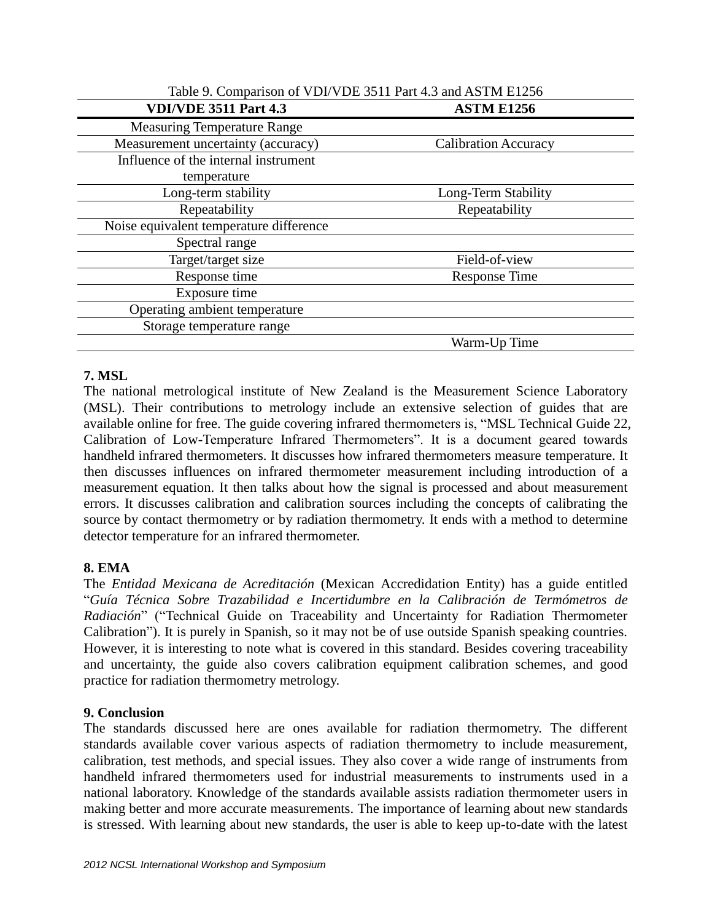Table 9. Comparison of VDI/VDE 3511 Part 4.3 and ASTM E1256

| VDI/VDE 3511 Part 4.3 | ASTM E1256 |
|---|---|
| Measuring Temperature Range | |
| Measurement uncertainty (accuracy) | Calibration Accuracy |
| Influence of the internal instrument temperature | |
| Long-term stability | Long-Term Stability |
| Repeatability | Repeatability |
| Noise equivalent temperature difference | |
| Spectral range | |
| Target/target size | Field-of-view |
| Response time | Response Time |
| Exposure time | |
| Operating ambient temperature | |
| Storage temperature range | |
| | Warm-Up Time |

## 7. MSL

The national metrological institute of New Zealand is the Measurement Science Laboratory (MSL). Their contributions to metrology include an extensive selection of guides that are available online for free. The guide covering infrared thermometers is, "MSL Technical Guide 22, Calibration of Low-Temperature Infrared Thermometers". It is a document geared towards handheld infrared thermometers. It discusses how infrared thermometers measure temperature. It then discusses influences on infrared thermometer measurement including introduction of a measurement equation. It then talks about how the signal is processed and about measurement errors. It discusses calibration and calibration sources including the concepts of calibrating the source by contact thermometry or by radiation thermometry. It ends with a method to determine detector temperature for an infrared thermometer.

## 8. EMA

The *Entidad Mexicana de Acreditación* (Mexican Accredidation Entity) has a guide entitled "*Guía Técnica Sobre Trazabilidad e Incertidumbre en la Calibración de Termómetros de Radiación*" ("Technical Guide on Traceability and Uncertainty for Radiation Thermometer Calibration"). It is purely in Spanish, so it may not be of use outside Spanish speaking countries. However, it is interesting to note what is covered in this standard. Besides covering traceability and uncertainty, the guide also covers calibration equipment calibration schemes, and good practice for radiation thermometry metrology.

## 9. Conclusion

The standards discussed here are ones available for radiation thermometry. The different standards available cover various aspects of radiation thermometry to include measurement, calibration, test methods, and special issues. They also cover a wide range of instruments from handheld infrared thermometers used for industrial measurements to instruments used in a national laboratory. Knowledge of the standards available assists radiation thermometer users in making better and more accurate measurements. The importance of learning about new standards is stressed. With learning about new standards, the user is able to keep up-to-date with the latest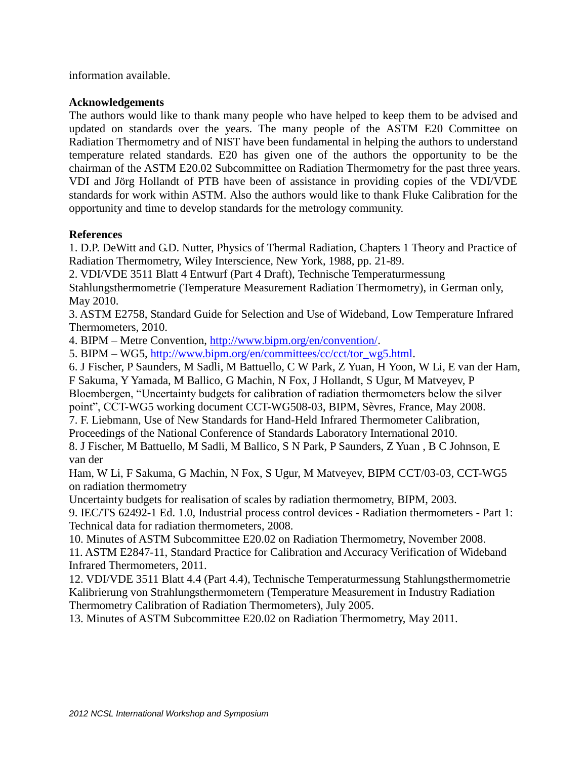information available.

**Acknowledgements**

The authors would like to thank many people who have helped to keep them to be advised and updated on standards over the years. The many people of the ASTM E20 Committee on Radiation Thermometry and of NIST have been fundamental in helping the authors to understand temperature related standards. E20 has given one of the authors the opportunity to be the chairman of the ASTM E20.02 Subcommittee on Radiation Thermometry for the past three years. VDI and Jörg Hollandt of PTB have been of assistance in providing copies of the VDI/VDE standards for work within ASTM. Also the authors would like to thank Fluke Calibration for the opportunity and time to develop standards for the metrology community.

**References**

1. D.P. DeWitt and G.D. Nutter, Physics of Thermal Radiation, Chapters 1 Theory and Practice of Radiation Thermometry, Wiley Interscience, New York, 1988, pp. 21-89.
2. VDI/VDE 3511 Blatt 4 Entwurf (Part 4 Draft), Technische Temperaturmessung Stahlungsthermometrie (Temperature Measurement Radiation Thermometry), in German only, May 2010.
3. ASTM E2758, Standard Guide for Selection and Use of Wideband, Low Temperature Infrared Thermometers, 2010.
4. BIPM – Metre Convention, http://www.bipm.org/en/convention/.
5. BIPM – WG5, http://www.bipm.org/en/committees/cc/cct/tor_wg5.html.
6. J Fischer, P Saunders, M Sadli, M Battuello, C W Park, Z Yuan, H Yoon, W Li, E van der Ham, F Sakuma, Y Yamada, M Ballico, G Machin, N Fox, J Hollandt, S Ugur, M Matveyev, P Bloembergen, “Uncertainty budgets for calibration of radiation thermometers below the silver point”, CCT-WG5 working document CCT-WG508-03, BIPM, Sèvres, France, May 2008.
7. F. Liebmann, Use of New Standards for Hand-Held Infrared Thermometer Calibration, Proceedings of the National Conference of Standards Laboratory International 2010.
8. J Fischer, M Battuello, M Sadli, M Ballico, S N Park, P Saunders, Z Yuan , B C Johnson, E van der Ham, W Li, F Sakuma, G Machin, N Fox, S Ugur, M Matveyev, BIPM CCT/03-03, CCT-WG5 on radiation thermometry Uncertainty budgets for realisation of scales by radiation thermometry, BIPM, 2003.
9. IEC/TS 62492-1 Ed. 1.0, Industrial process control devices - Radiation thermometers - Part 1: Technical data for radiation thermometers, 2008.
10. Minutes of ASTM Subcommittee E20.02 on Radiation Thermometry, November 2008.
11. ASTM E2847-11, Standard Practice for Calibration and Accuracy Verification of Wideband Infrared Thermometers, 2011.
12. VDI/VDE 3511 Blatt 4.4 (Part 4.4), Technische Temperaturmessung Stahlungsthermometrie Kalibrierung von Strahlungsthermometern (Temperature Measurement in Industry Radiation Thermometry Calibration of Radiation Thermometers), July 2005.
13. Minutes of ASTM Subcommittee E20.02 on Radiation Thermometry, May 2011.